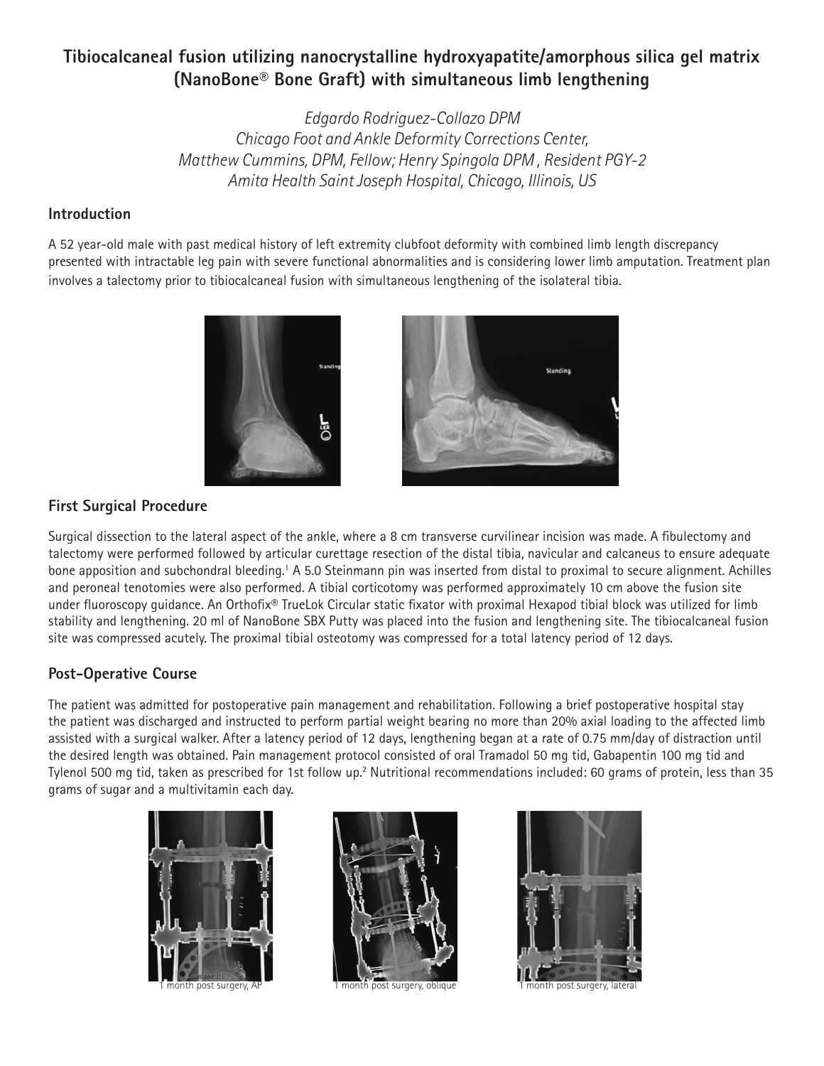# Tibiocalcaneal fusion utilizing nanocrystalline hydroxyapatite/amorphous silica gel matrix (NanoBone® Bone Graft) with simultaneous limb lengthening

*Edgardo Rodriguez-Collazo DPM*
*Chicago Foot and Ankle Deformity Corrections Center,*
*Matthew Cummins, DPM, Fellow; Henry Spingola DPM , Resident PGY-2*
*Amita Health Saint Joseph Hospital, Chicago, Illinois, US*

## Introduction

A 52 year-old male with past medical history of left extremity clubfoot deformity with combined limb length discrepancy presented with intractable leg pain with severe functional abnormalities and is considering lower limb amputation. Treatment plan involves a talectomy prior to tibiocalcaneal fusion with simultaneous lengthening of the isolateral tibia.

## First Surgical Procedure

Surgical dissection to the lateral aspect of the ankle, where a 8 cm transverse curvilinear incision was made. A fibulectomy and talectomy were performed followed by articular curettage resection of the distal tibia, navicular and calcaneus to ensure adequate bone apposition and subchondral bleeding.[1] A 5.0 Steinmann pin was inserted from distal to proximal to secure alignment. Achilles and peroneal tenotomies were also performed. A tibial corticotomy was performed approximately 10 cm above the fusion site under fluoroscopy guidance. An Orthofix® TrueLok Circular static fixator with proximal Hexapod tibial block was utilized for limb stability and lengthening. 20 ml of NanoBone SBX Putty was placed into the fusion and lengthening site. The tibiocalcaneal fusion site was compressed acutely. The proximal tibial osteotomy was compressed for a total latency period of 12 days.

## Post-Operative Course

The patient was admitted for postoperative pain management and rehabilitation. Following a brief postoperative hospital stay the patient was discharged and instructed to perform partial weight bearing no more than 20% axial loading to the affected limb assisted with a surgical walker. After a latency period of 12 days, lengthening began at a rate of 0.75 mm/day of distraction until the desired length was obtained. Pain management protocol consisted of oral Tramadol 50 mg tid, Gabapentin 100 mg tid and Tylenol 500 mg tid, taken as prescribed for 1st follow up.[2] Nutritional recommendations included: 60 grams of protein, less than 35 grams of sugar and a multivitamin each day.

1 month post surgery, AP

1 month post surgery, oblique

1 month post surgery, lateral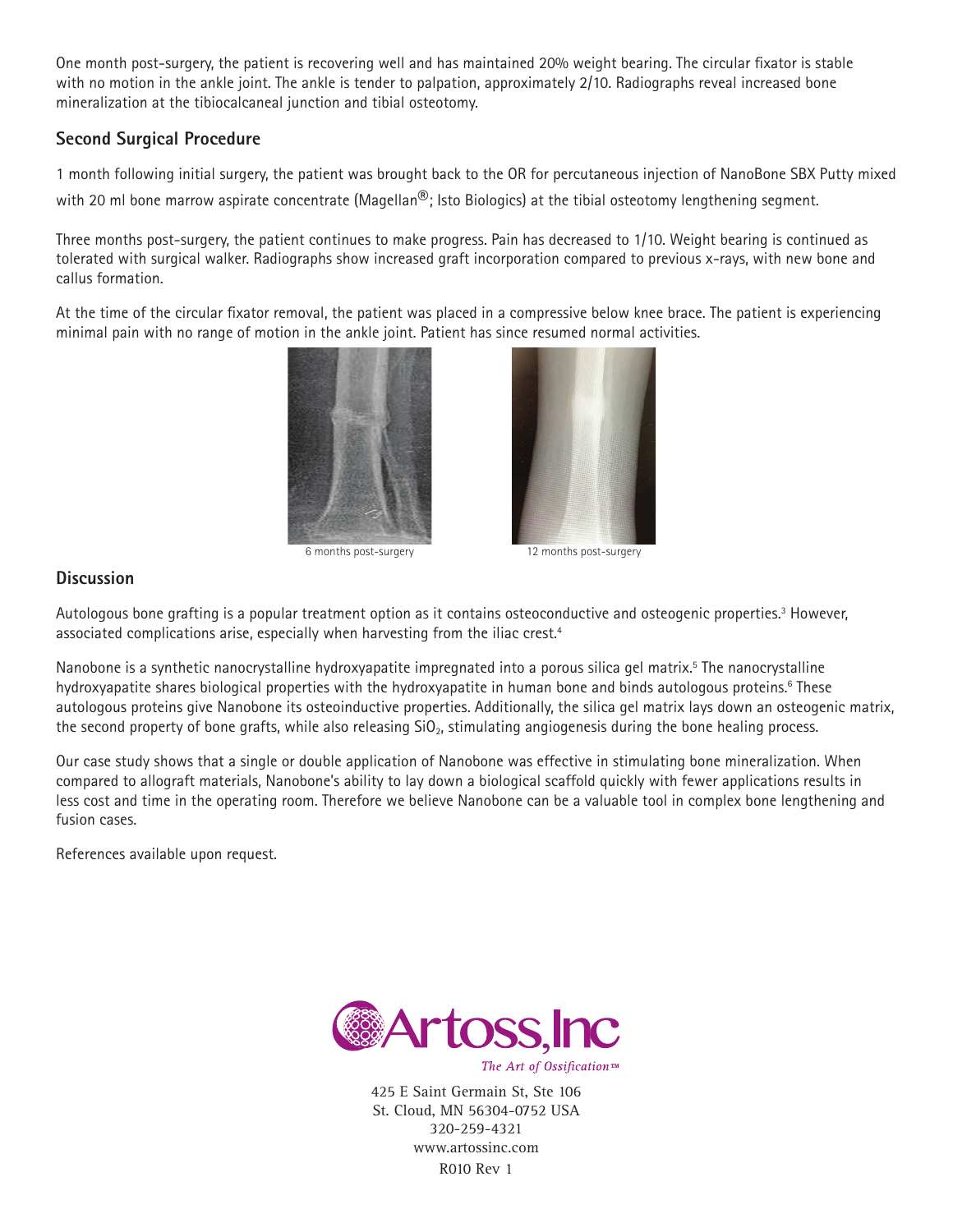One month post-surgery, the patient is recovering well and has maintained 20% weight bearing. The circular fixator is stable with no motion in the ankle joint. The ankle is tender to palpation, approximately 2/10. Radiographs reveal increased bone mineralization at the tibiocalcaneal junction and tibial osteotomy.

## Second Surgical Procedure

1 month following initial surgery, the patient was brought back to the OR for percutaneous injection of NanoBone SBX Putty mixed with 20 ml bone marrow aspirate concentrate (Magellan®; Isto Biologics) at the tibial osteotomy lengthening segment.

Three months post-surgery, the patient continues to make progress. Pain has decreased to 1/10. Weight bearing is continued as tolerated with surgical walker. Radiographs show increased graft incorporation compared to previous x-rays, with new bone and callus formation.

At the time of the circular fixator removal, the patient was placed in a compressive below knee brace. The patient is experiencing minimal pain with no range of motion in the ankle joint. Patient has since resumed normal activities.

6 months post-surgery

12 months post-surgery

## Discussion

Autologous bone grafting is a popular treatment option as it contains osteoconductive and osteogenic properties.[3] However, associated complications arise, especially when harvesting from the iliac crest.[4]

Nanobone is a synthetic nanocrystalline hydroxyapatite impregnated into a porous silica gel matrix.[5] The nanocrystalline hydroxyapatite shares biological properties with the hydroxyapatite in human bone and binds autologous proteins.[6] These autologous proteins give Nanobone its osteoinductive properties. Additionally, the silica gel matrix lays down an osteogenic matrix, the second property of bone grafts, while also releasing $SiO_2$, stimulating angiogenesis during the bone healing process.

Our case study shows that a single or double application of Nanobone was effective in stimulating bone mineralization. When compared to allograft materials, Nanobone's ability to lay down a biological scaffold quickly with fewer applications results in less cost and time in the operating room. Therefore we believe Nanobone can be a valuable tool in complex bone lengthening and fusion cases.

References available upon request.

Artoss, Inc

*The Art of Ossification™*

425 E Saint Germain St, Ste 106
St. Cloud, MN 56304-0752 USA
320-259-4321
www.artossinc.com
R010 Rev 1